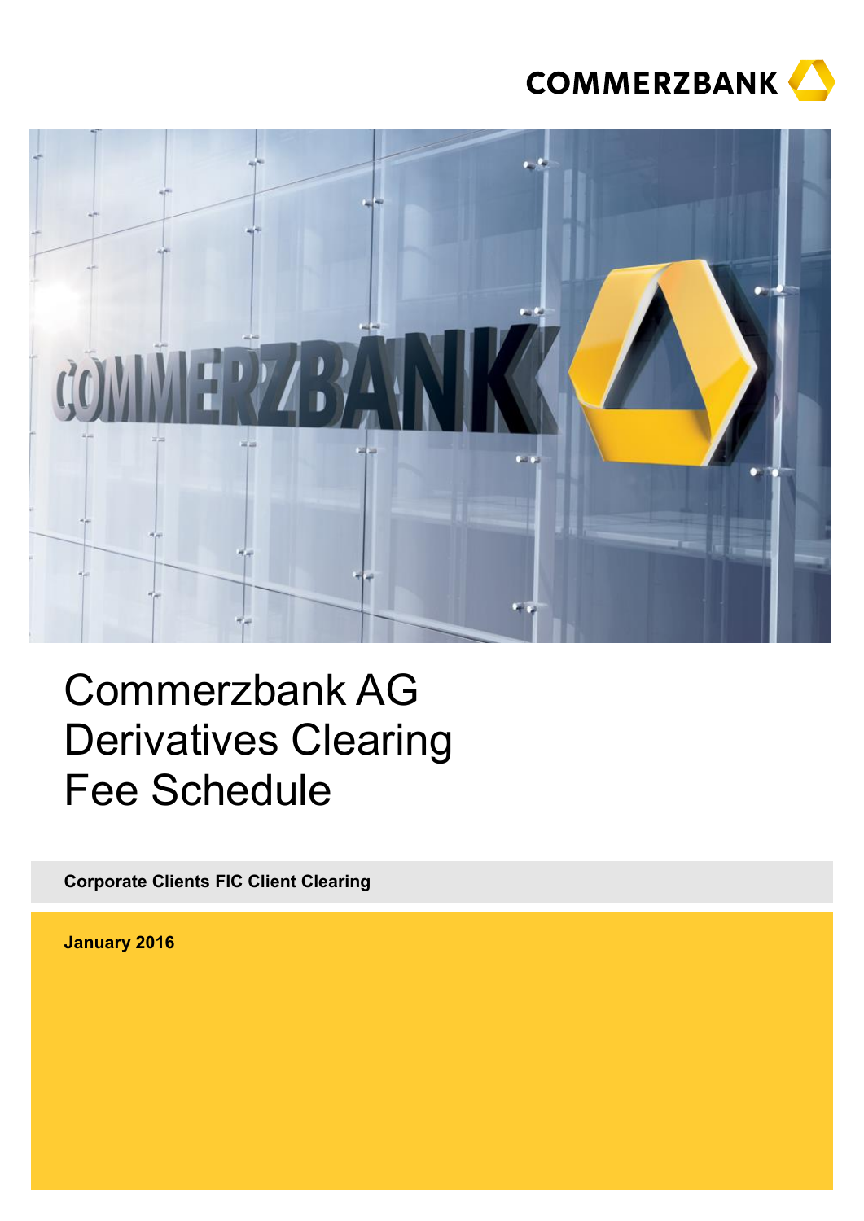COMMERZBANK

# Commerzbank AG Derivatives Clearing Fee Schedule

**Corporate Clients FIC Client Clearing**

**January 2016**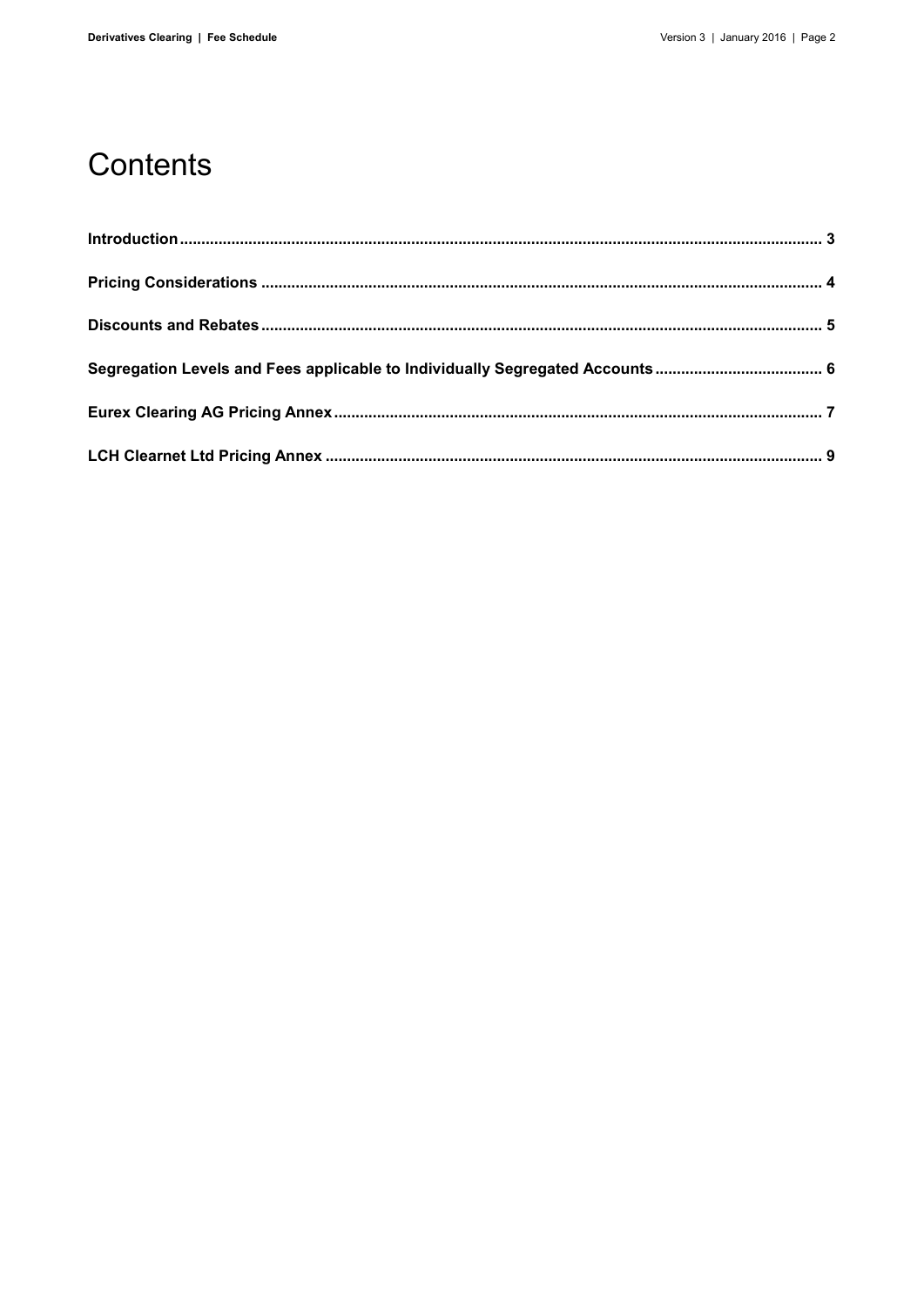# Contents

**Introduction** .......... 3

**Pricing Considerations** .......... 4

**Discounts and Rebates** .......... 5

**Segregation Levels and Fees applicable to Individually Segregated Accounts** .......... 6

**Eurex Clearing AG Pricing Annex** .......... 7

**LCH Clearnet Ltd Pricing Annex** .......... 9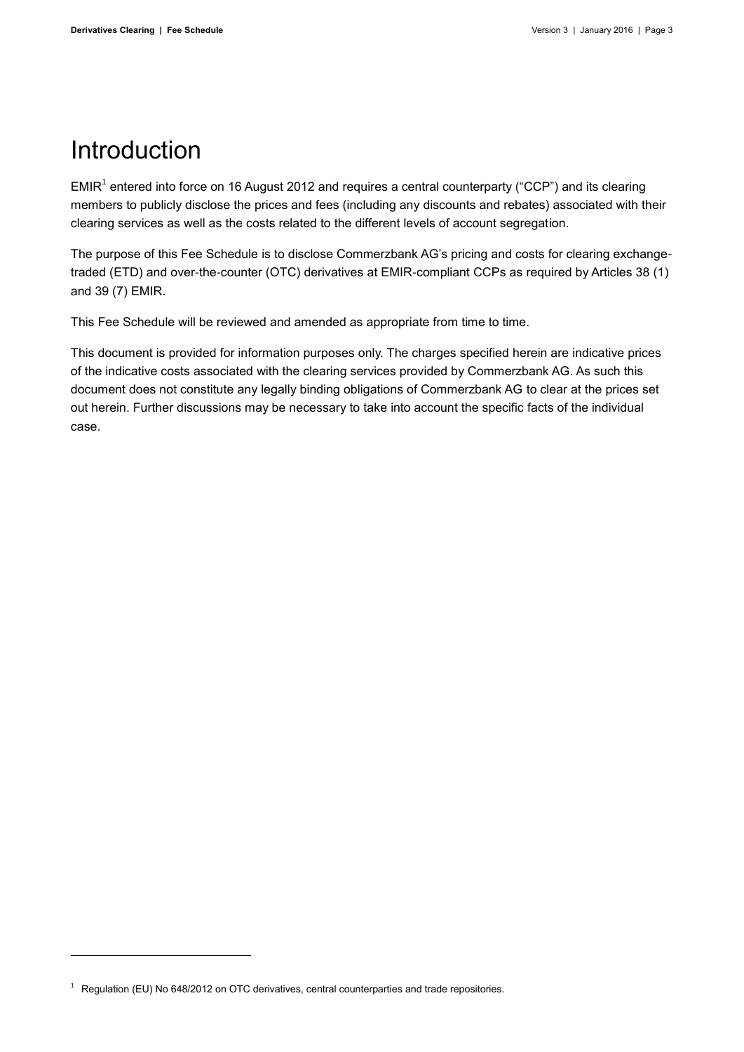# Introduction

EMIR[1] entered into force on 16 August 2012 and requires a central counterparty ("CCP") and its clearing members to publicly disclose the prices and fees (including any discounts and rebates) associated with their clearing services as well as the costs related to the different levels of account segregation.

The purpose of this Fee Schedule is to disclose Commerzbank AG's pricing and costs for clearing exchange-traded (ETD) and over-the-counter (OTC) derivatives at EMIR-compliant CCPs as required by Articles 38 (1) and 39 (7) EMIR.

This Fee Schedule will be reviewed and amended as appropriate from time to time.

This document is provided for information purposes only. The charges specified herein are indicative prices of the indicative costs associated with the clearing services provided by Commerzbank AG. As such this document does not constitute any legally binding obligations of Commerzbank AG to clear at the prices set out herein. Further discussions may be necessary to take into account the specific facts of the individual case.

---

[1] Regulation (EU) No 648/2012 on OTC derivatives, central counterparties and trade repositories.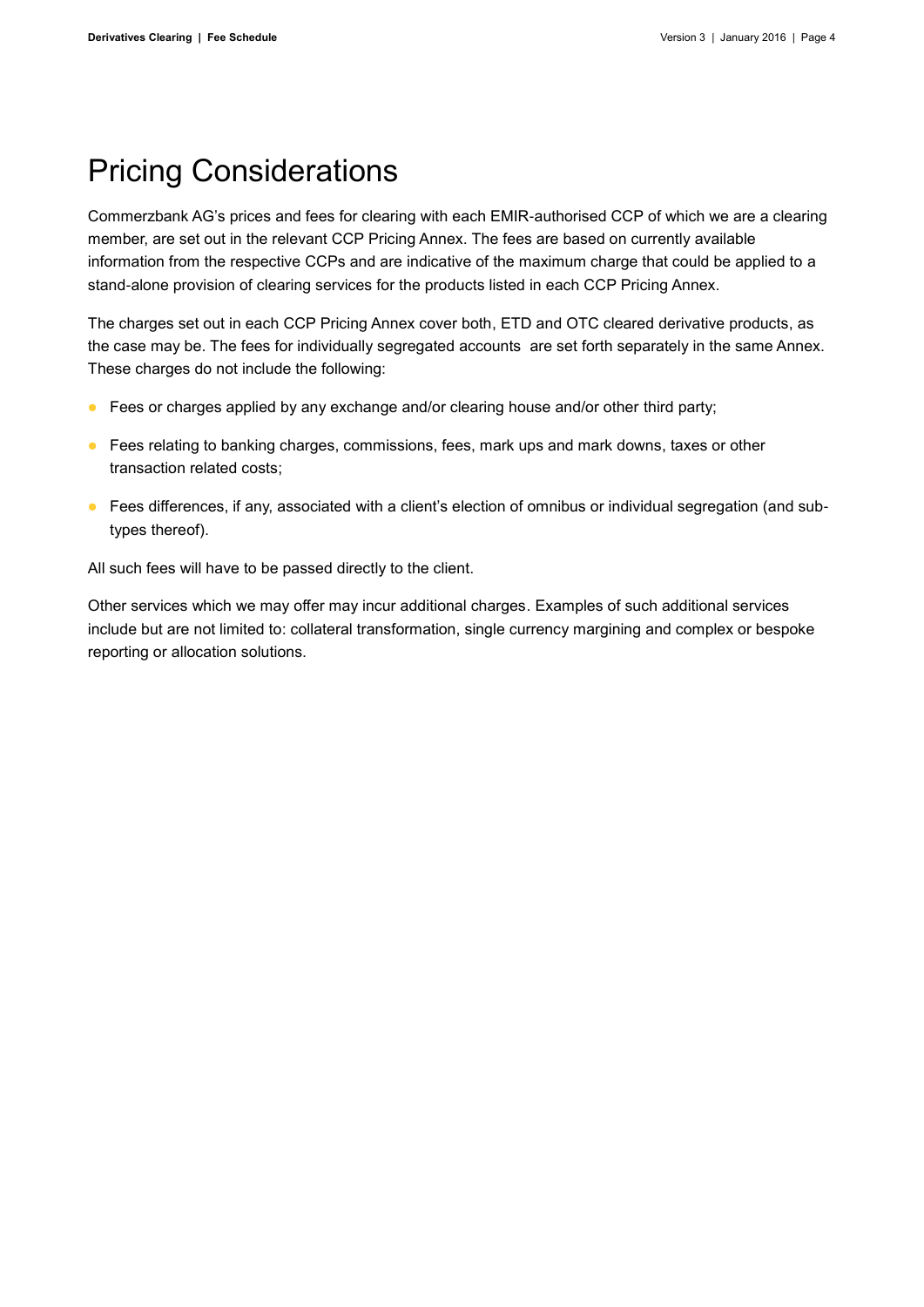# Pricing Considerations

Commerzbank AG's prices and fees for clearing with each EMIR-authorised CCP of which we are a clearing member, are set out in the relevant CCP Pricing Annex. The fees are based on currently available information from the respective CCPs and are indicative of the maximum charge that could be applied to a stand-alone provision of clearing services for the products listed in each CCP Pricing Annex.

The charges set out in each CCP Pricing Annex cover both, ETD and OTC cleared derivative products, as the case may be. The fees for individually segregated accounts are set forth separately in the same Annex. These charges do not include the following:

- Fees or charges applied by any exchange and/or clearing house and/or other third party;
- Fees relating to banking charges, commissions, fees, mark ups and mark downs, taxes or other transaction related costs;
- Fees differences, if any, associated with a client's election of omnibus or individual segregation (and sub-types thereof).

All such fees will have to be passed directly to the client.

Other services which we may offer may incur additional charges. Examples of such additional services include but are not limited to: collateral transformation, single currency margining and complex or bespoke reporting or allocation solutions.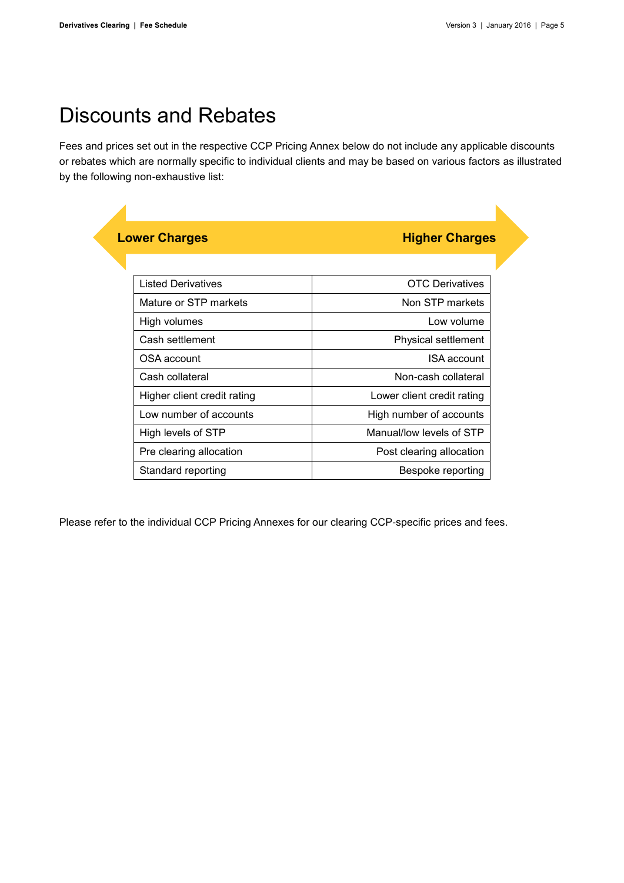# Discounts and Rebates

Fees and prices set out in the respective CCP Pricing Annex below do not include any applicable discounts or rebates which are normally specific to individual clients and may be based on various factors as illustrated by the following non-exhaustive list:

| Lower Charges | Higher Charges |
|---|---|
| Listed Derivatives | OTC Derivatives |
| Mature or STP markets | Non STP markets |
| High volumes | Low volume |
| Cash settlement | Physical settlement |
| OSA account | ISA account |
| Cash collateral | Non-cash collateral |
| Higher client credit rating | Lower client credit rating |
| Low number of accounts | High number of accounts |
| High levels of STP | Manual/low levels of STP |
| Pre clearing allocation | Post clearing allocation |
| Standard reporting | Bespoke reporting |

Please refer to the individual CCP Pricing Annexes for our clearing CCP-specific prices and fees.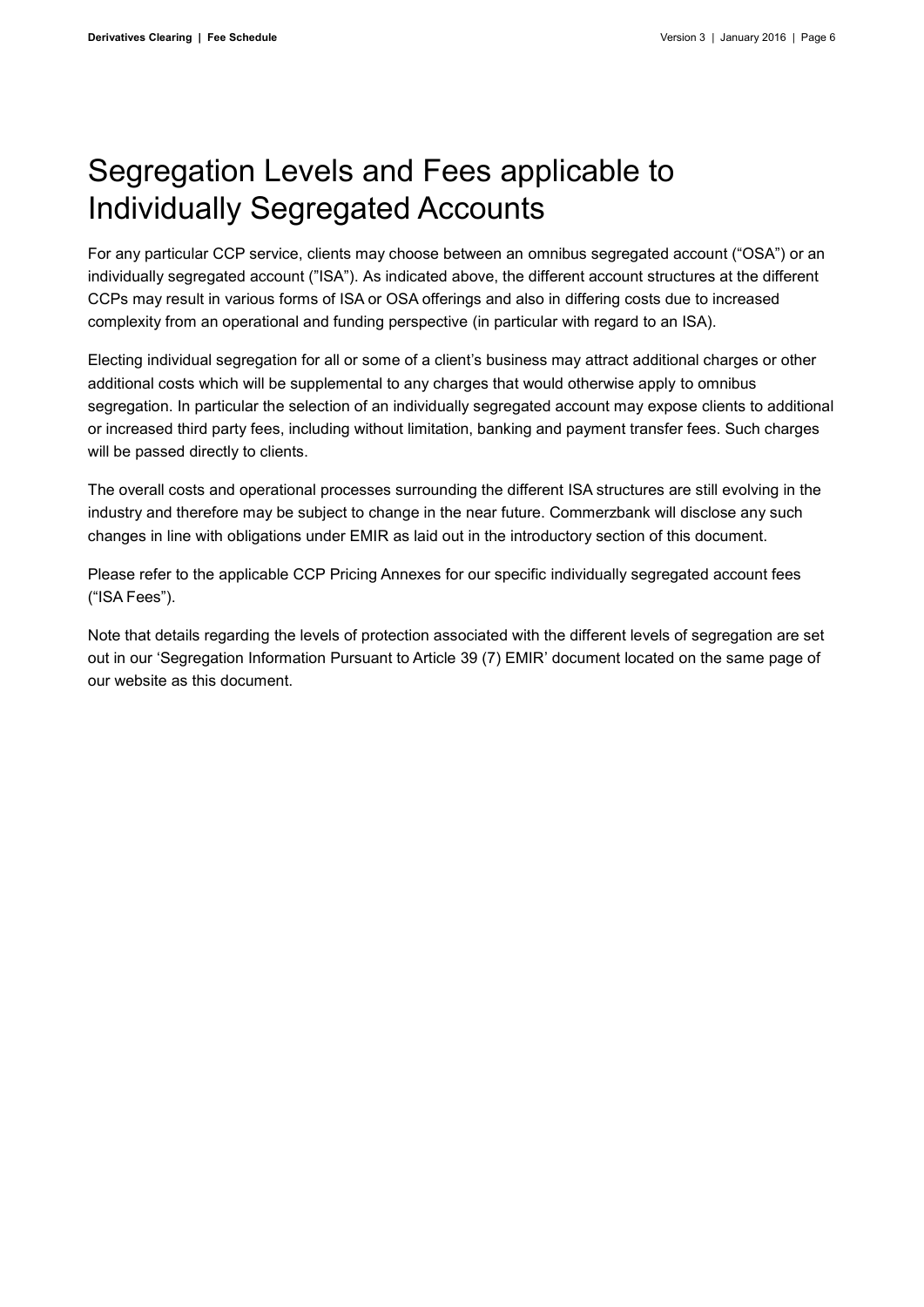# Segregation Levels and Fees applicable to Individually Segregated Accounts

For any particular CCP service, clients may choose between an omnibus segregated account ("OSA") or an individually segregated account ("ISA"). As indicated above, the different account structures at the different CCPs may result in various forms of ISA or OSA offerings and also in differing costs due to increased complexity from an operational and funding perspective (in particular with regard to an ISA).

Electing individual segregation for all or some of a client's business may attract additional charges or other additional costs which will be supplemental to any charges that would otherwise apply to omnibus segregation. In particular the selection of an individually segregated account may expose clients to additional or increased third party fees, including without limitation, banking and payment transfer fees. Such charges will be passed directly to clients.

The overall costs and operational processes surrounding the different ISA structures are still evolving in the industry and therefore may be subject to change in the near future. Commerzbank will disclose any such changes in line with obligations under EMIR as laid out in the introductory section of this document.

Please refer to the applicable CCP Pricing Annexes for our specific individually segregated account fees ("ISA Fees").

Note that details regarding the levels of protection associated with the different levels of segregation are set out in our 'Segregation Information Pursuant to Article 39 (7) EMIR' document located on the same page of our website as this document.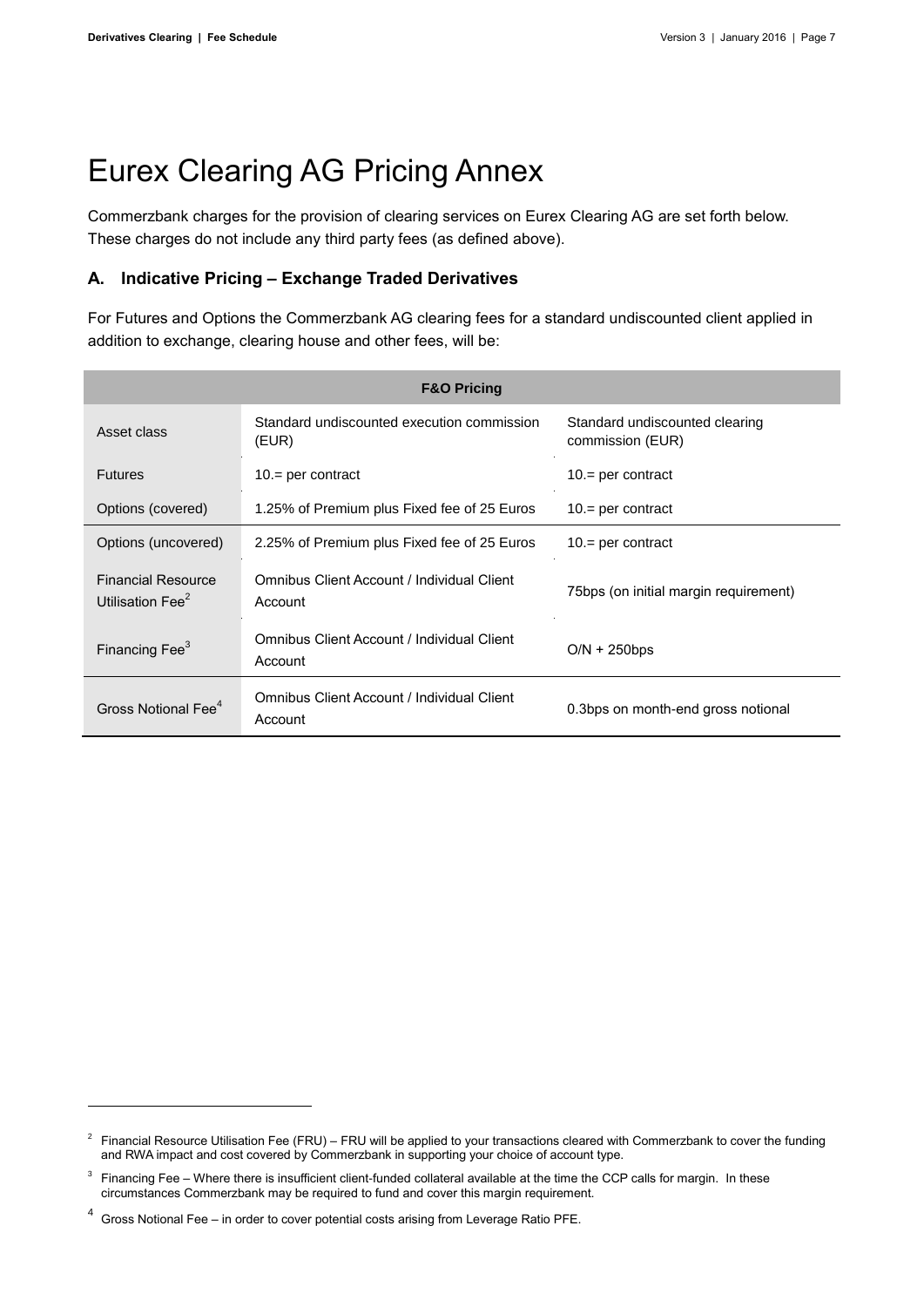# Eurex Clearing AG Pricing Annex

Commerzbank charges for the provision of clearing services on Eurex Clearing AG are set forth below. These charges do not include any third party fees (as defined above).

## A. Indicative Pricing – Exchange Traded Derivatives

For Futures and Options the Commerzbank AG clearing fees for a standard undiscounted client applied in addition to exchange, clearing house and other fees, will be:

| F&O Pricing | | |
|---|---|---|
| Asset class | Standard undiscounted execution commission (EUR) | Standard undiscounted clearing commission (EUR) |
| Futures | 10.= per contract | 10.= per contract |
| Options (covered) | 1.25% of Premium plus Fixed fee of 25 Euros | 10.= per contract |
| Options (uncovered) | 2.25% of Premium plus Fixed fee of 25 Euros | 10.= per contract |
| Financial Resource Utilisation Fee[2] | Omnibus Client Account / Individual Client Account | 75bps (on initial margin requirement) |
| Financing Fee[3] | Omnibus Client Account / Individual Client Account | O/N + 250bps |
| Gross Notional Fee[4] | Omnibus Client Account / Individual Client Account | 0.3bps on month-end gross notional |

[2] Financial Resource Utilisation Fee (FRU) – FRU will be applied to your transactions cleared with Commerzbank to cover the funding and RWA impact and cost covered by Commerzbank in supporting your choice of account type.

[3] Financing Fee – Where there is insufficient client-funded collateral available at the time the CCP calls for margin. In these circumstances Commerzbank may be required to fund and cover this margin requirement.

[4] Gross Notional Fee – in order to cover potential costs arising from Leverage Ratio PFE.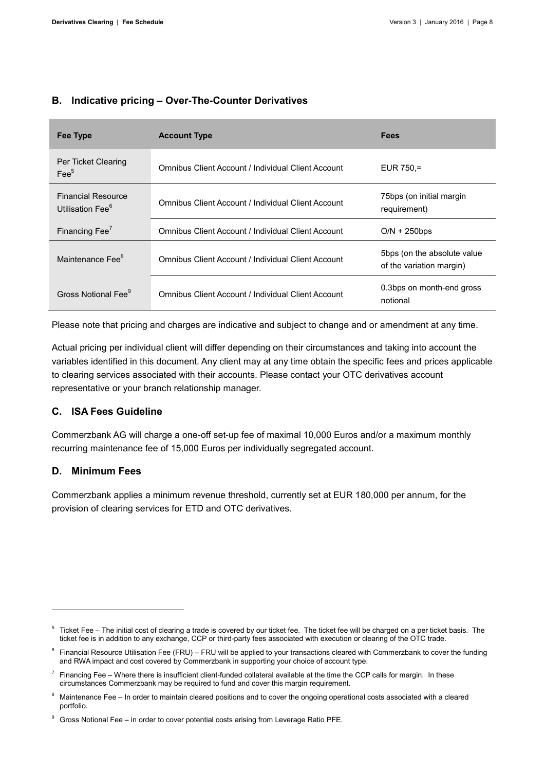## B. Indicative pricing – Over-The-Counter Derivatives

| Fee Type | Account Type | Fees |
|---|---|---|
| Per Ticket Clearing Fee[5] | Omnibus Client Account / Individual Client Account | EUR 750,= |
| Financial Resource Utilisation Fee[6] | Omnibus Client Account / Individual Client Account | 75bps (on initial margin requirement) |
| Financing Fee[7] | Omnibus Client Account / Individual Client Account | O/N + 250bps |
| Maintenance Fee[8] | Omnibus Client Account / Individual Client Account | 5bps (on the absolute value of the variation margin) |
| Gross Notional Fee[9] | Omnibus Client Account / Individual Client Account | 0.3bps on month-end gross notional |

Please note that pricing and charges are indicative and subject to change and or amendment at any time.

Actual pricing per individual client will differ depending on their circumstances and taking into account the variables identified in this document. Any client may at any time obtain the specific fees and prices applicable to clearing services associated with their accounts. Please contact your OTC derivatives account representative or your branch relationship manager.

## C. ISA Fees Guideline

Commerzbank AG will charge a one-off set-up fee of maximal 10,000 Euros and/or a maximum monthly recurring maintenance fee of 15,000 Euros per individually segregated account.

## D. Minimum Fees

Commerzbank applies a minimum revenue threshold, currently set at EUR 180,000 per annum, for the provision of clearing services for ETD and OTC derivatives.

---

[5] Ticket Fee – The initial cost of clearing a trade is covered by our ticket fee. The ticket fee will be charged on a per ticket basis. The ticket fee is in addition to any exchange, CCP or third-party fees associated with execution or clearing of the OTC trade.

[6] Financial Resource Utilisation Fee (FRU) – FRU will be applied to your transactions cleared with Commerzbank to cover the funding and RWA impact and cost covered by Commerzbank in supporting your choice of account type.

[7] Financing Fee – Where there is insufficient client-funded collateral available at the time the CCP calls for margin. In these circumstances Commerzbank may be required to fund and cover this margin requirement.

[8] Maintenance Fee – In order to maintain cleared positions and to cover the ongoing operational costs associated with a cleared portfolio.

[9] Gross Notional Fee – in order to cover potential costs arising from Leverage Ratio PFE.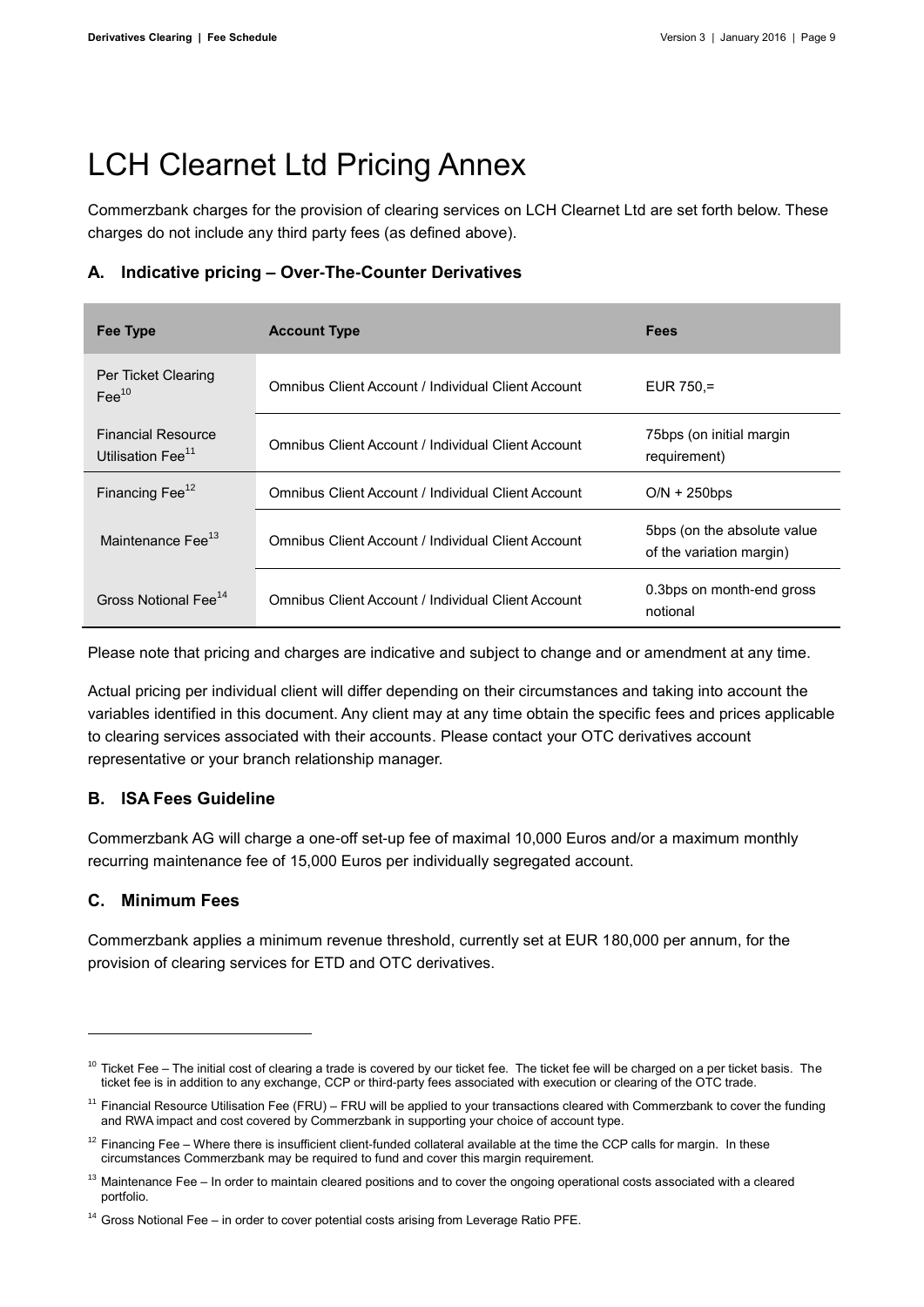# LCH Clearnet Ltd Pricing Annex

Commerzbank charges for the provision of clearing services on LCH Clearnet Ltd are set forth below. These charges do not include any third party fees (as defined above).

### A. Indicative pricing – Over-The-Counter Derivatives

| Fee Type | Account Type | Fees |
|---|---|---|
| Per Ticket Clearing Fee[10] | Omnibus Client Account / Individual Client Account | EUR 750,= |
| Financial Resource Utilisation Fee[11] | Omnibus Client Account / Individual Client Account | 75bps (on initial margin requirement) |
| Financing Fee[12] | Omnibus Client Account / Individual Client Account | O/N + 250bps |
| Maintenance Fee[13] | Omnibus Client Account / Individual Client Account | 5bps (on the absolute value of the variation margin) |
| Gross Notional Fee[14] | Omnibus Client Account / Individual Client Account | 0.3bps on month-end gross notional |

Please note that pricing and charges are indicative and subject to change and or amendment at any time.

Actual pricing per individual client will differ depending on their circumstances and taking into account the variables identified in this document. Any client may at any time obtain the specific fees and prices applicable to clearing services associated with their accounts. Please contact your OTC derivatives account representative or your branch relationship manager.

### B. ISA Fees Guideline

Commerzbank AG will charge a one-off set-up fee of maximal 10,000 Euros and/or a maximum monthly recurring maintenance fee of 15,000 Euros per individually segregated account.

### C. Minimum Fees

Commerzbank applies a minimum revenue threshold, currently set at EUR 180,000 per annum, for the provision of clearing services for ETD and OTC derivatives.

---

[10] Ticket Fee – The initial cost of clearing a trade is covered by our ticket fee. The ticket fee will be charged on a per ticket basis. The ticket fee is in addition to any exchange, CCP or third-party fees associated with execution or clearing of the OTC trade.

[11] Financial Resource Utilisation Fee (FRU) – FRU will be applied to your transactions cleared with Commerzbank to cover the funding and RWA impact and cost covered by Commerzbank in supporting your choice of account type.

[12] Financing Fee – Where there is insufficient client-funded collateral available at the time the CCP calls for margin. In these circumstances Commerzbank may be required to fund and cover this margin requirement.

[13] Maintenance Fee – In order to maintain cleared positions and to cover the ongoing operational costs associated with a cleared portfolio.

[14] Gross Notional Fee – in order to cover potential costs arising from Leverage Ratio PFE.